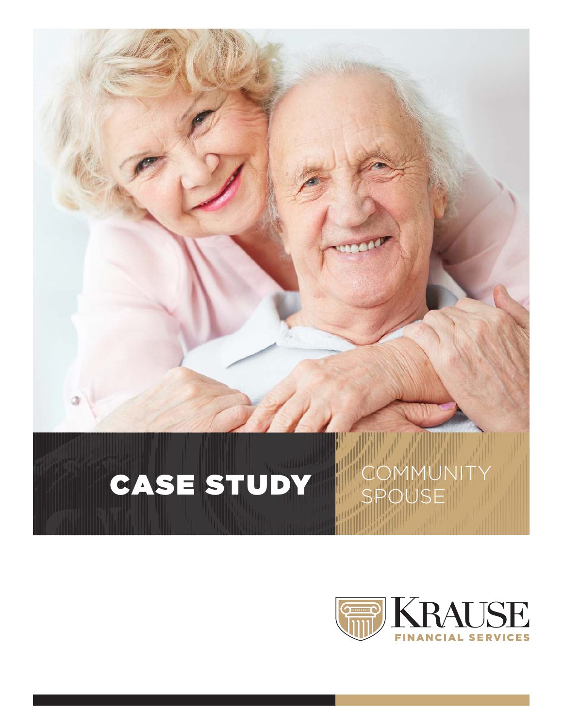# CASE STUDY

## COMMUNITY SPOUSE

KRAUSE
FINANCIAL SERVICES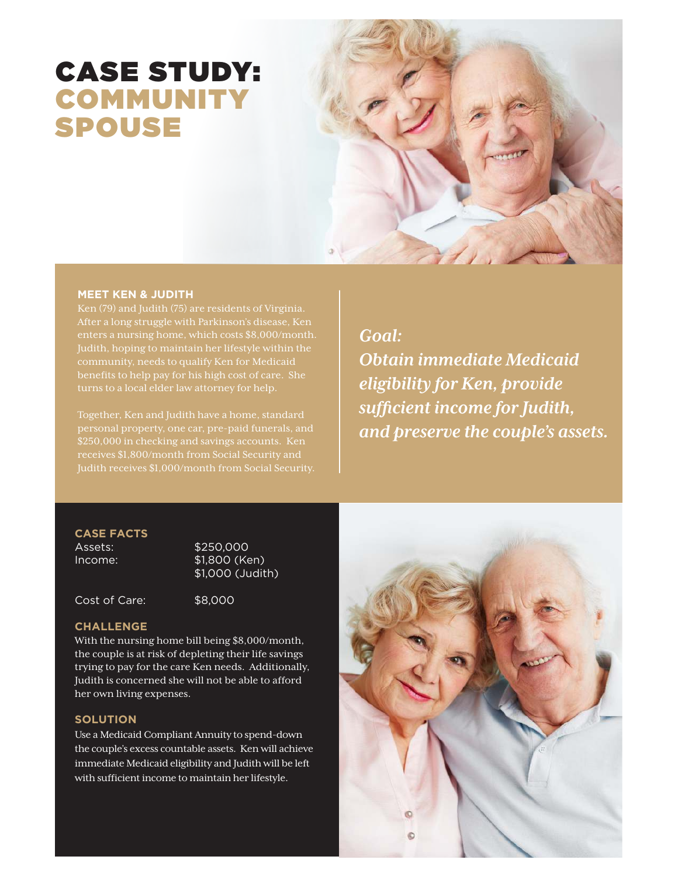# CASE STUDY: COMMUNITY SPOUSE

### MEET KEN & JUDITH

Ken (79) and Judith (75) are residents of Virginia. After a long struggle with Parkinson's disease, Ken enters a nursing home, which costs $8,000/month. Judith, hoping to maintain her lifestyle within the community, needs to qualify Ken for Medicaid benefits to help pay for his high cost of care. She turns to a local elder law attorney for help.

Together, Ken and Judith have a home, standard personal property, one car, pre-paid funerals, and $250,000 in checking and savings accounts. Ken receives $1,800/month from Social Security and Judith receives $1,000/month from Social Security.

***Goal:***
***Obtain immediate Medicaid eligibility for Ken, provide sufficient income for Judith, and preserve the couple's assets.***

### CASE FACTS

| | |
|---|---|
| Assets: | $250,000 |
| Income: | $1,800 (Ken) |
| | $1,000 (Judith) |
| Cost of Care: | $8,000 |

### CHALLENGE

With the nursing home bill being $8,000/month, the couple is at risk of depleting their life savings trying to pay for the care Ken needs. Additionally, Judith is concerned she will not be able to afford her own living expenses.

### SOLUTION

Use a Medicaid Compliant Annuity to spend-down the couple's excess countable assets. Ken will achieve immediate Medicaid eligibility and Judith will be left with sufficient income to maintain her lifestyle.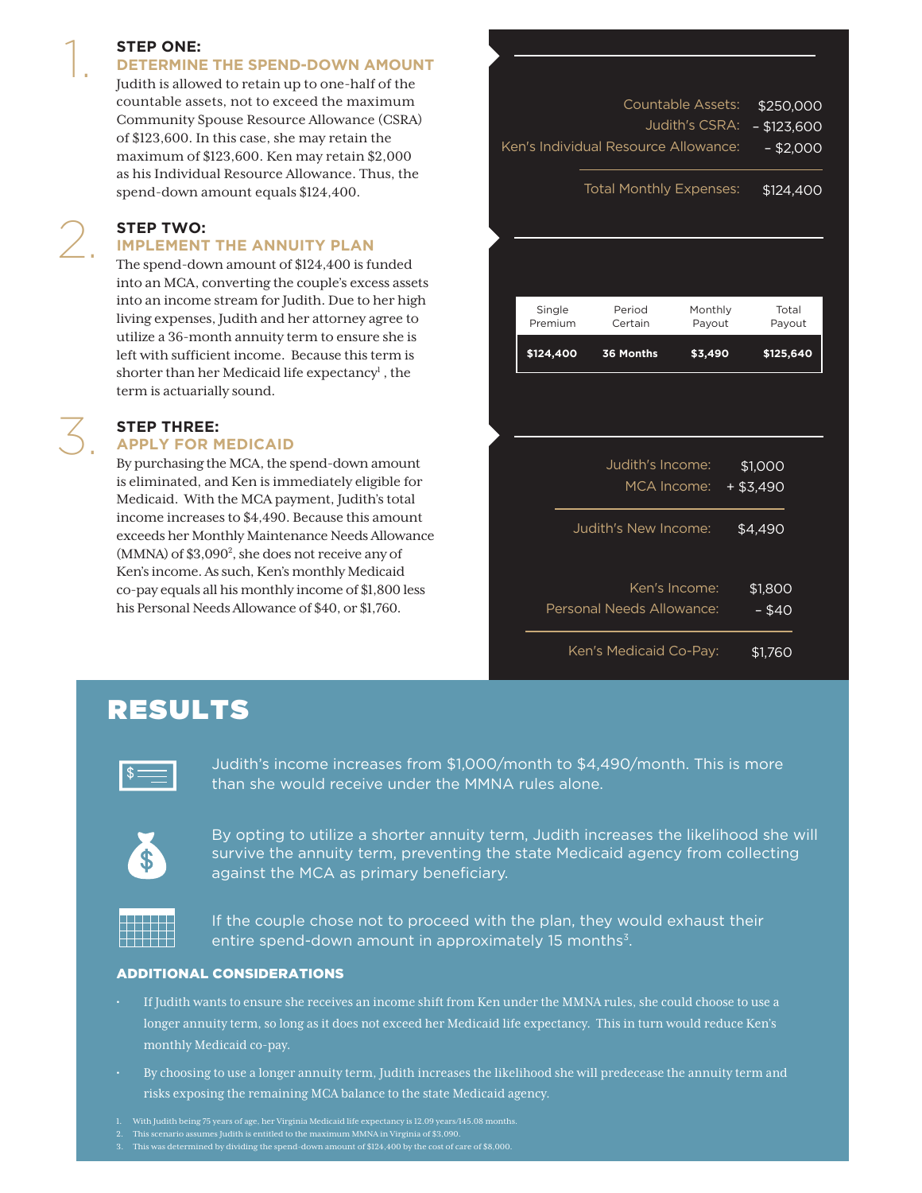## 1. STEP ONE:

### DETERMINE THE SPEND-DOWN AMOUNT

Judith is allowed to retain up to one-half of the countable assets, not to exceed the maximum Community Spouse Resource Allowance (CSRA) of $123,600. In this case, she may retain the maximum of $123,600. Ken may retain $2,000 as his Individual Resource Allowance. Thus, the spend-down amount equals $124,400.

| | |
|---|---|
| Countable Assets: | $250,000 |
| Judith's CSRA: | – $123,600 |
| Ken's Individual Resource Allowance: | – $2,000 |
| Total Monthly Expenses: | $124,400 |

## 2. STEP TWO:

### IMPLEMENT THE ANNUITY PLAN

The spend-down amount of $124,400 is funded into an MCA, converting the couple's excess assets into an income stream for Judith. Due to her high living expenses, Judith and her attorney agree to utilize a 36-month annuity term to ensure she is left with sufficient income. Because this term is shorter than her Medicaid life expectancy[1], the term is actuarially sound.

| Single Premium | Period Certain | Monthly Payout | Total Payout |
|---|---|---|---|
| **$124,400** | **36 Months** | **$3,490** | **$125,640** |

## 3. STEP THREE:

### APPLY FOR MEDICAID

By purchasing the MCA, the spend-down amount is eliminated, and Ken is immediately eligible for Medicaid. With the MCA payment, Judith's total income increases to $4,490. Because this amount exceeds her Monthly Maintenance Needs Allowance (MMNA) of $3,090[2], she does not receive any of Ken's income. As such, Ken's monthly Medicaid co-pay equals all his monthly income of $1,800 less his Personal Needs Allowance of $40, or $1,760.

| | |
|---|---|
| Judith's Income: | $1,000 |
| MCA Income: | + $3,490 |
| Judith's New Income: | $4,490 |

| | |
|---|---|
| Ken's Income: | $1,800 |
| Personal Needs Allowance: | – $40 |
| Ken's Medicaid Co-Pay: | $1,760 |

# RESULTS

Judith's income increases from $1,000/month to $4,490/month. This is more than she would receive under the MMNA rules alone.

By opting to utilize a shorter annuity term, Judith increases the likelihood she will survive the annuity term, preventing the state Medicaid agency from collecting against the MCA as primary beneficiary.

If the couple chose not to proceed with the plan, they would exhaust their entire spend-down amount in approximately 15 months[3].

### ADDITIONAL CONSIDERATIONS

- If Judith wants to ensure she receives an income shift from Ken under the MMNA rules, she could choose to use a longer annuity term, so long as it does not exceed her Medicaid life expectancy. This in turn would reduce Ken's monthly Medicaid co-pay.
- By choosing to use a longer annuity term, Judith increases the likelihood she will predecease the annuity term and risks exposing the remaining MCA balance to the state Medicaid agency.

1. With Judith being 75 years of age, her Virginia Medicaid life expectancy is 12.09 years/145.08 months.
2. This scenario assumes Judith is entitled to the maximum MMNA in Virginia of $3.090.
3. This was determined by dividing the spend-down amount of $124,400 by the cost of care of $8,000.